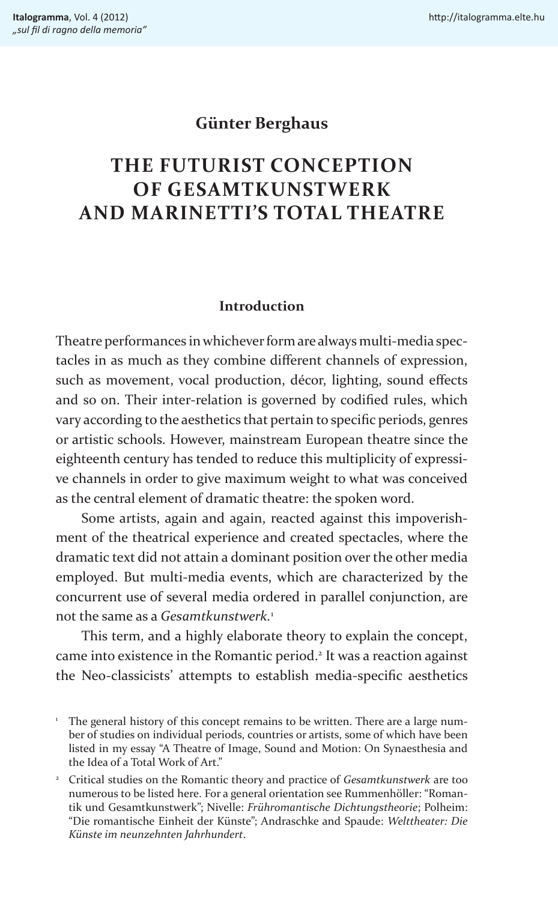**Günter Berghaus**

# THE FUTURIST CONCEPTION OF GESAMTKUNSTWERK AND MARINETTI'S TOTAL THEATRE

## Introduction

Theatre performances in whichever form are always multi-media spectacles in as much as they combine different channels of expression, such as movement, vocal production, décor, lighting, sound effects and so on. Their inter-relation is governed by codified rules, which vary according to the aesthetics that pertain to specific periods, genres or artistic schools. However, mainstream European theatre since the eighteenth century has tended to reduce this multiplicity of expressive channels in order to give maximum weight to what was conceived as the central element of dramatic theatre: the spoken word.

Some artists, again and again, reacted against this impoverishment of the theatrical experience and created spectacles, where the dramatic text did not attain a dominant position over the other media employed. But multi-media events, which are characterized by the concurrent use of several media ordered in parallel conjunction, are not the same as a *Gesamtkunstwerk*.[1]

This term, and a highly elaborate theory to explain the concept, came into existence in the Romantic period.[2] It was a reaction against the Neo-classicists' attempts to establish media-specific aesthetics

[1] The general history of this concept remains to be written. There are a large number of studies on individual periods, countries or artists, some of which have been listed in my essay "A Theatre of Image, Sound and Motion: On Synaesthesia and the Idea of a Total Work of Art."

[2] Critical studies on the Romantic theory and practice of *Gesamtkunstwerk* are too numerous to be listed here. For a general orientation see Rummenhöller: "Romantik und Gesamtkunstwerk"; Nivelle: *Frühromantische Dichtungstheorie*; Polheim: "Die romantische Einheit der Künste"; Andraschke and Spaude: *Welttheater: Die Künste im neunzehnten Jahrhundert*.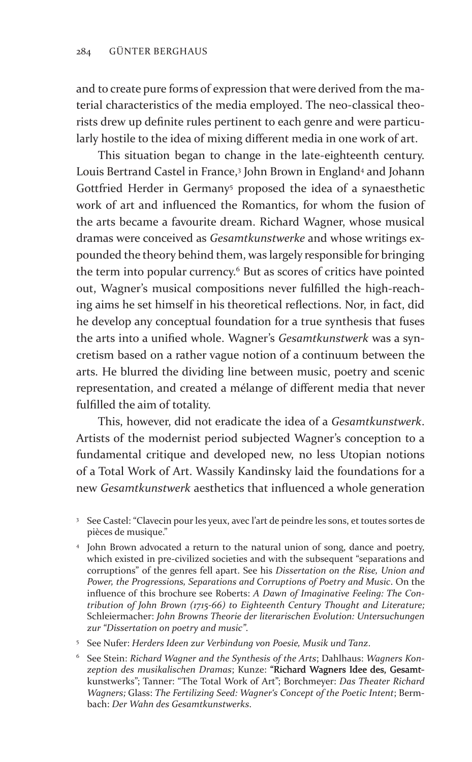and to create pure forms of expression that were derived from the material characteristics of the media employed. The neo-classical theorists drew up definite rules pertinent to each genre and were particularly hostile to the idea of mixing different media in one work of art.

This situation began to change in the late-eighteenth century. Louis Bertrand Castel in France,[3] John Brown in England[4] and Johann Gottfried Herder in Germany[5] proposed the idea of a synaesthetic work of art and influenced the Romantics, for whom the fusion of the arts became a favourite dream. Richard Wagner, whose musical dramas were conceived as *Gesamtkunstwerke* and whose writings expounded the theory behind them, was largely responsible for bringing the term into popular currency.[6] But as scores of critics have pointed out, Wagner's musical compositions never fulfilled the high-reaching aims he set himself in his theoretical reflections. Nor, in fact, did he develop any conceptual foundation for a true synthesis that fuses the arts into a unified whole. Wagner's *Gesamtkunstwerk* was a syncretism based on a rather vague notion of a continuum between the arts. He blurred the dividing line between music, poetry and scenic representation, and created a mélange of different media that never fulfilled the aim of totality.

This, however, did not eradicate the idea of a *Gesamtkunstwerk*. Artists of the modernist period subjected Wagner's conception to a fundamental critique and developed new, no less Utopian notions of a Total Work of Art. Wassily Kandinsky laid the foundations for a new *Gesamtkunstwerk* aesthetics that influenced a whole generation

[3] See Castel: "Clavecin pour les yeux, avec l'art de peindre les sons, et toutes sortes de pièces de musique."

[4] John Brown advocated a return to the natural union of song, dance and poetry, which existed in pre-civilized societies and with the subsequent "separations and corruptions" of the genres fell apart. See his *Dissertation on the Rise, Union and Power, the Progressions, Separations and Corruptions of Poetry and Music*. On the influence of this brochure see Roberts: *A Dawn of Imaginative Feeling: The Contribution of John Brown (1715-66) to Eighteenth Century Thought and Literature;* Schleiermacher: *John Browns Theorie der literarischen Evolution: Untersuchungen zur "Dissertation on poetry and music"*.

[5] See Nufer: *Herders Ideen zur Verbindung von Poesie, Musik und Tanz*.

[6] See Stein: *Richard Wagner and the Synthesis of the Arts*; Dahlhaus: *Wagners Konzeption des musikalischen Dramas*; Kunze: "Richard Wagners Idee des Gesamtkunstwerks"; Tanner: "The Total Work of Art"; Borchmeyer: *Das Theater Richard Wagners;* Glass: *The Fertilizing Seed: Wagner's Concept of the Poetic Intent*; Bermbach: *Der Wahn des Gesamtkunstwerks*.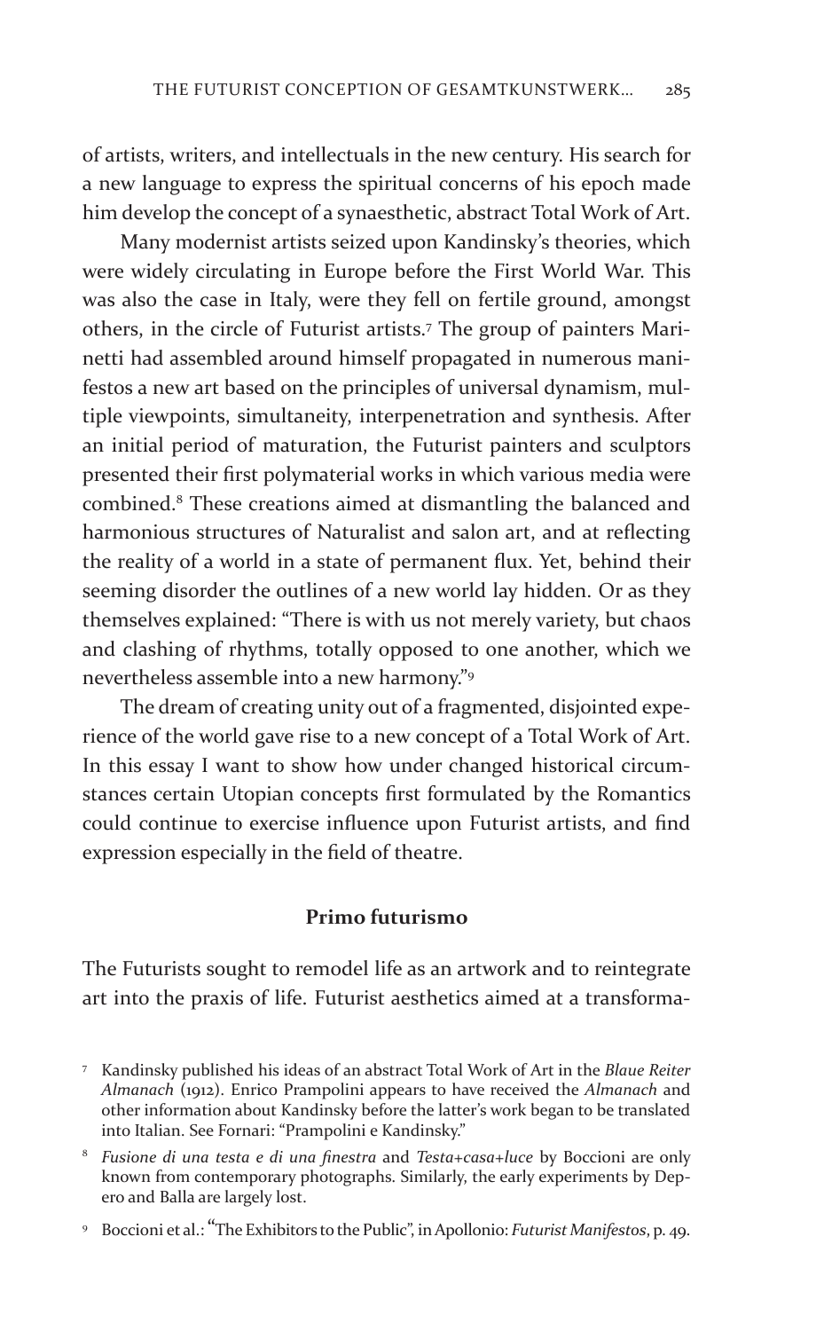of artists, writers, and intellectuals in the new century. His search for a new language to express the spiritual concerns of his epoch made him develop the concept of a synaesthetic, abstract Total Work of Art.

Many modernist artists seized upon Kandinsky's theories, which were widely circulating in Europe before the First World War. This was also the case in Italy, were they fell on fertile ground, amongst others, in the circle of Futurist artists.[7] The group of painters Marinetti had assembled around himself propagated in numerous manifestos a new art based on the principles of universal dynamism, multiple viewpoints, simultaneity, interpenetration and synthesis. After an initial period of maturation, the Futurist painters and sculptors presented their first polymaterial works in which various media were combined.[8] These creations aimed at dismantling the balanced and harmonious structures of Naturalist and salon art, and at reflecting the reality of a world in a state of permanent flux. Yet, behind their seeming disorder the outlines of a new world lay hidden. Or as they themselves explained: "There is with us not merely variety, but chaos and clashing of rhythms, totally opposed to one another, which we nevertheless assemble into a new harmony."[9]

The dream of creating unity out of a fragmented, disjointed experience of the world gave rise to a new concept of a Total Work of Art. In this essay I want to show how under changed historical circumstances certain Utopian concepts first formulated by the Romantics could continue to exercise influence upon Futurist artists, and find expression especially in the field of theatre.

## Primo futurismo

The Futurists sought to remodel life as an artwork and to reintegrate art into the praxis of life. Futurist aesthetics aimed at a transforma-

---

[7] Kandinsky published his ideas of an abstract Total Work of Art in the *Blaue Reiter Almanach* (1912). Enrico Prampolini appears to have received the *Almanach* and other information about Kandinsky before the latter's work began to be translated into Italian. See Fornari: "Prampolini e Kandinsky."

[8] *Fusione di una testa e di una finestra* and *Testa+casa+luce* by Boccioni are only known from contemporary photographs. Similarly, the early experiments by Depero and Balla are largely lost.

[9] Boccioni et al.: "The Exhibitors to the Public", in Apollonio: *Futurist Manifestos*, p. 49.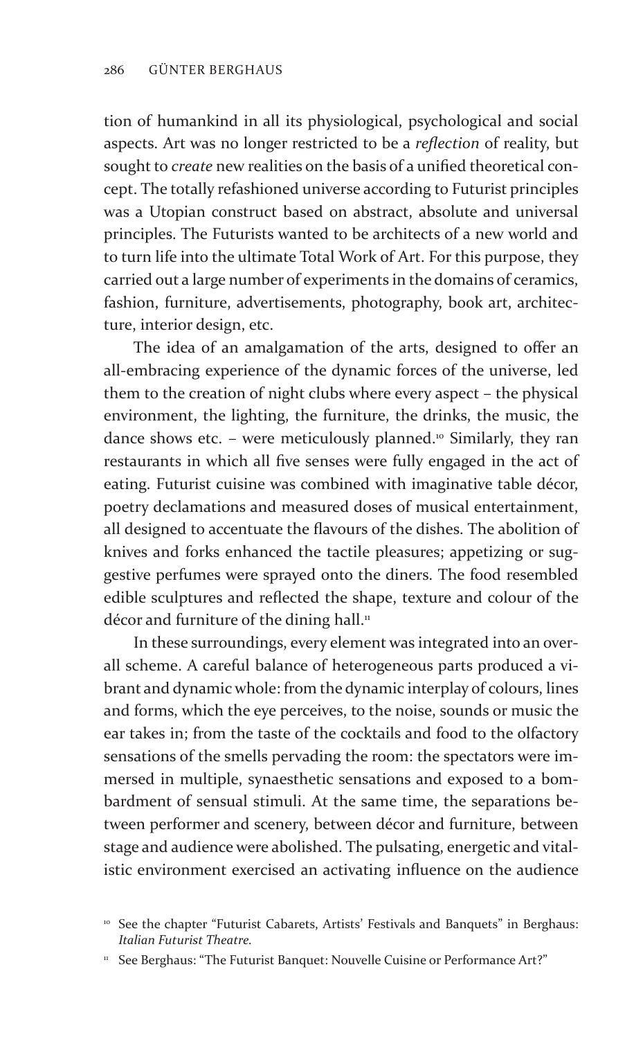tion of humankind in all its physiological, psychological and social aspects. Art was no longer restricted to be a *reflection* of reality, but sought to *create* new realities on the basis of a unified theoretical concept. The totally refashioned universe according to Futurist principles was a Utopian construct based on abstract, absolute and universal principles. The Futurists wanted to be architects of a new world and to turn life into the ultimate Total Work of Art. For this purpose, they carried out a large number of experiments in the domains of ceramics, fashion, furniture, advertisements, photography, book art, architecture, interior design, etc.

The idea of an amalgamation of the arts, designed to offer an all-embracing experience of the dynamic forces of the universe, led them to the creation of night clubs where every aspect – the physical environment, the lighting, the furniture, the drinks, the music, the dance shows etc. – were meticulously planned.[10] Similarly, they ran restaurants in which all five senses were fully engaged in the act of eating. Futurist cuisine was combined with imaginative table décor, poetry declamations and measured doses of musical entertainment, all designed to accentuate the flavours of the dishes. The abolition of knives and forks enhanced the tactile pleasures; appetizing or suggestive perfumes were sprayed onto the diners. The food resembled edible sculptures and reflected the shape, texture and colour of the décor and furniture of the dining hall.[11]

In these surroundings, every element was integrated into an overall scheme. A careful balance of heterogeneous parts produced a vibrant and dynamic whole: from the dynamic interplay of colours, lines and forms, which the eye perceives, to the noise, sounds or music the ear takes in; from the taste of the cocktails and food to the olfactory sensations of the smells pervading the room: the spectators were immersed in multiple, synaesthetic sensations and exposed to a bombardment of sensual stimuli. At the same time, the separations between performer and scenery, between décor and furniture, between stage and audience were abolished. The pulsating, energetic and vitalistic environment exercised an activating influence on the audience

[10] See the chapter "Futurist Cabarets, Artists' Festivals and Banquets" in Berghaus: *Italian Futurist Theatre.*

[11] See Berghaus: "The Futurist Banquet: Nouvelle Cuisine or Performance Art?"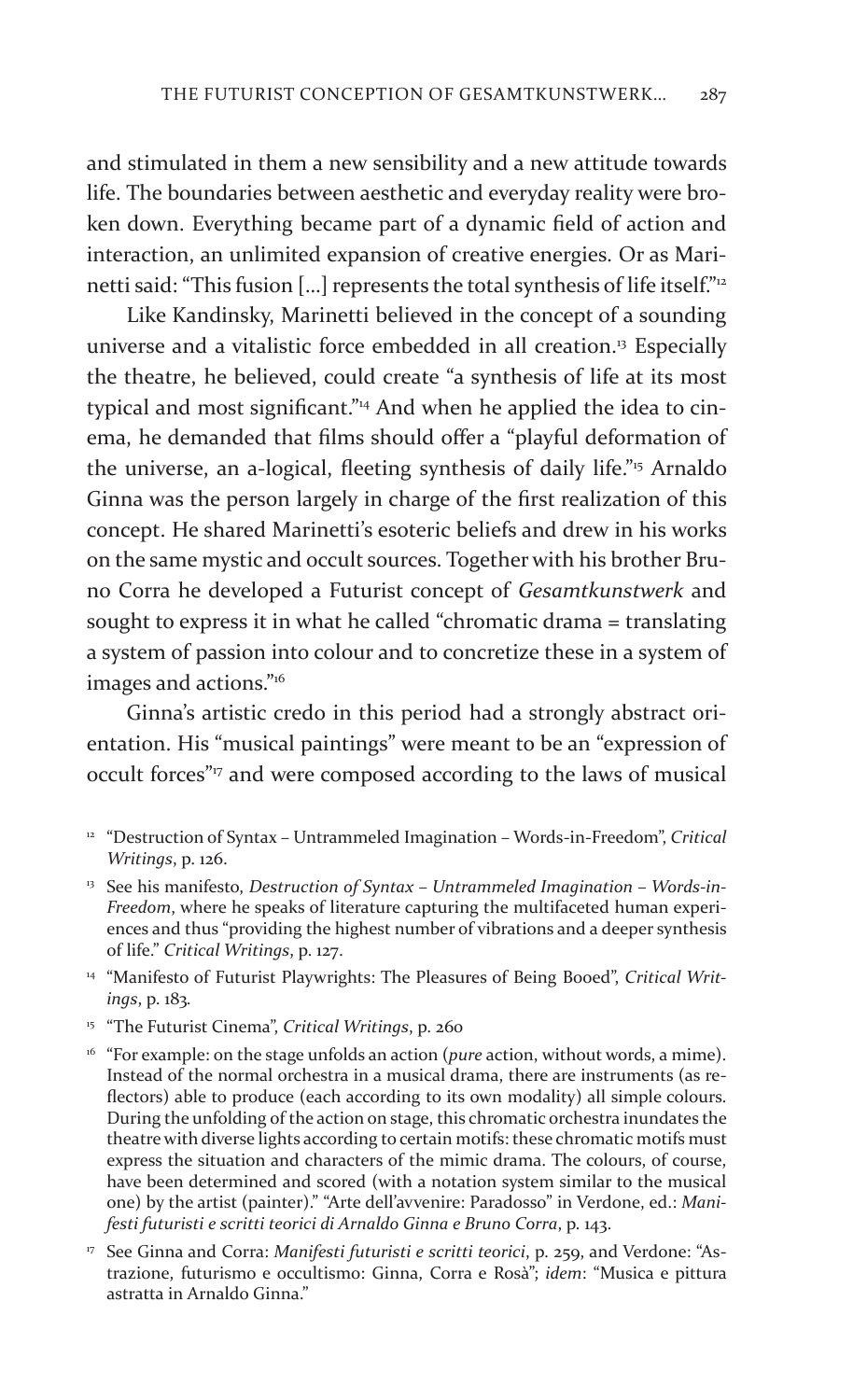and stimulated in them a new sensibility and a new attitude towards life. The boundaries between aesthetic and everyday reality were broken down. Everything became part of a dynamic field of action and interaction, an unlimited expansion of creative energies. Or as Marinetti said: "This fusion [...] represents the total synthesis of life itself."[12]

Like Kandinsky, Marinetti believed in the concept of a sounding universe and a vitalistic force embedded in all creation.[13] Especially the theatre, he believed, could create "a synthesis of life at its most typical and most significant."[14] And when he applied the idea to cinema, he demanded that films should offer a "playful deformation of the universe, an a-logical, fleeting synthesis of daily life."[15] Arnaldo Ginna was the person largely in charge of the first realization of this concept. He shared Marinetti's esoteric beliefs and drew in his works on the same mystic and occult sources. Together with his brother Bruno Corra he developed a Futurist concept of *Gesamtkunstwerk* and sought to express it in what he called "chromatic drama = translating a system of passion into colour and to concretize these in a system of images and actions."[16]

Ginna's artistic credo in this period had a strongly abstract orientation. His "musical paintings" were meant to be an "expression of occult forces"[17] and were composed according to the laws of musical

---

[12] "Destruction of Syntax – Untrammeled Imagination – Words-in-Freedom", *Critical Writings*, p. 126.

[13] See his manifesto, *Destruction of Syntax – Untrammeled Imagination – Words-in-Freedom*, where he speaks of literature capturing the multifaceted human experiences and thus "providing the highest number of vibrations and a deeper synthesis of life." *Critical Writings*, p. 127.

[14] "Manifesto of Futurist Playwrights: The Pleasures of Being Booed", *Critical Writings*, p. 183.

[15] "The Futurist Cinema", *Critical Writings*, p. 260

[16] "For example: on the stage unfolds an action (*pure* action, without words, a mime). Instead of the normal orchestra in a musical drama, there are instruments (as reflectors) able to produce (each according to its own modality) all simple colours. During the unfolding of the action on stage, this chromatic orchestra inundates the theatre with diverse lights according to certain motifs: these chromatic motifs must express the situation and characters of the mimic drama. The colours, of course, have been determined and scored (with a notation system similar to the musical one) by the artist (painter)." "Arte dell'avvenire: Paradosso" in Verdone, ed.: *Manifesti futuristi e scritti teorici di Arnaldo Ginna e Bruno Corra*, p. 143.

[17] See Ginna and Corra: *Manifesti futuristi e scritti teorici*, p. 259, and Verdone: "Astrazione, futurismo e occultismo: Ginna, Corra e Rosà"; *idem*: "Musica e pittura astratta in Arnaldo Ginna."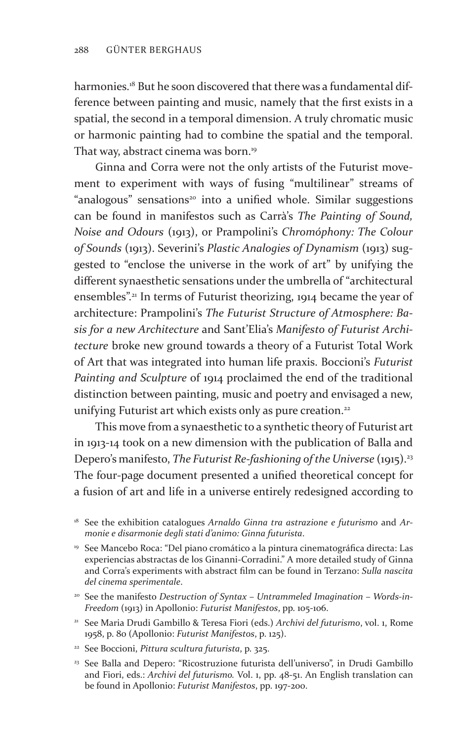harmonies.[18] But he soon discovered that there was a fundamental difference between painting and music, namely that the first exists in a spatial, the second in a temporal dimension. A truly chromatic music or harmonic painting had to combine the spatial and the temporal. That way, abstract cinema was born.[19]

Ginna and Corra were not the only artists of the Futurist movement to experiment with ways of fusing "multilinear" streams of "analogous" sensations[20] into a unified whole. Similar suggestions can be found in manifestos such as Carrà's *The Painting of Sound, Noise and Odours* (1913), or Prampolini's *Chromóphony: The Colour of Sounds* (1913). Severini's *Plastic Analogies of Dynamism* (1913) suggested to "enclose the universe in the work of art" by unifying the different synaesthetic sensations under the umbrella of "architectural ensembles".[21] In terms of Futurist theorizing, 1914 became the year of architecture: Prampolini's *The Futurist Structure of Atmosphere: Basis for a new Architecture* and Sant'Elia's *Manifesto of Futurist Architecture* broke new ground towards a theory of a Futurist Total Work of Art that was integrated into human life praxis. Boccioni's *Futurist Painting and Sculpture* of 1914 proclaimed the end of the traditional distinction between painting, music and poetry and envisaged a new, unifying Futurist art which exists only as pure creation.[22]

This move from a synaesthetic to a synthetic theory of Futurist art in 1913-14 took on a new dimension with the publication of Balla and Depero's manifesto, *The Futurist Re-fashioning of the Universe* (1915).[23] The four-page document presented a unified theoretical concept for a fusion of art and life in a universe entirely redesigned according to

[18] See the exhibition catalogues *Arnaldo Ginna tra astrazione e futurismo* and *Armonie e disarmonie degli stati d'animo: Ginna futurista*.

[19] See Mancebo Roca: "Del piano cromático a la pintura cinematográfica directa: Las experiencias abstractas de los Ginanni-Corradini." A more detailed study of Ginna and Corra's experiments with abstract film can be found in Terzano: *Sulla nascita del cinema sperimentale*.

[20] See the manifesto *Destruction of Syntax – Untrammeled Imagination – Words-in-Freedom* (1913) in Apollonio: *Futurist Manifestos*, pp. 105-106.

[21] See Maria Drudi Gambillo & Teresa Fiori (eds.) *Archivi del futurismo*, vol. 1, Rome 1958, p. 80 (Apollonio: *Futurist Manifestos*, p. 125).

[22] See Boccioni, *Pittura scultura futurista*, p. 325.

[23] See Balla and Depero: "Ricostruzione futurista dell'universo", in Drudi Gambillo and Fiori, eds.: *Archivi del futurismo.* Vol. 1, pp. 48-51. An English translation can be found in Apollonio: *Futurist Manifestos*, pp. 197-200.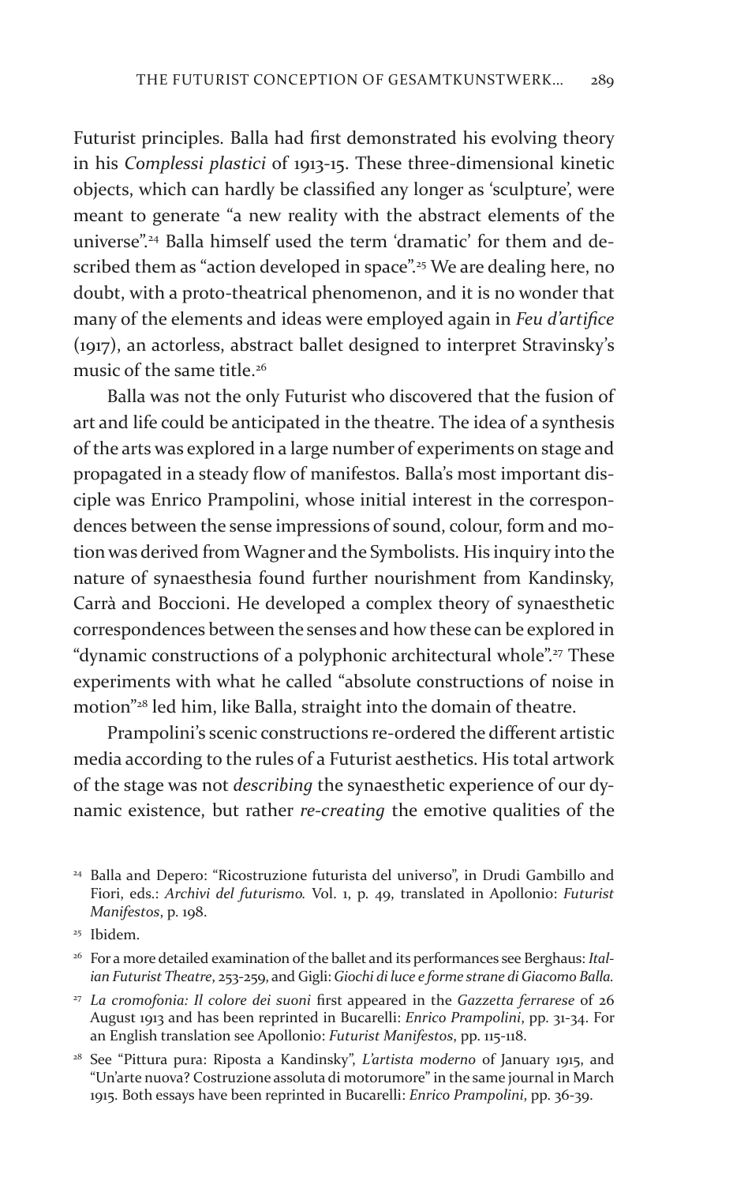Futurist principles. Balla had first demonstrated his evolving theory in his *Complessi plastici* of 1913-15. These three-dimensional kinetic objects, which can hardly be classified any longer as 'sculpture', were meant to generate "a new reality with the abstract elements of the universe".[24] Balla himself used the term 'dramatic' for them and described them as "action developed in space".[25] We are dealing here, no doubt, with a proto-theatrical phenomenon, and it is no wonder that many of the elements and ideas were employed again in *Feu d'artifice* (1917), an actorless, abstract ballet designed to interpret Stravinsky's music of the same title.[26]

Balla was not the only Futurist who discovered that the fusion of art and life could be anticipated in the theatre. The idea of a synthesis of the arts was explored in a large number of experiments on stage and propagated in a steady flow of manifestos. Balla's most important disciple was Enrico Prampolini, whose initial interest in the correspondences between the sense impressions of sound, colour, form and motion was derived from Wagner and the Symbolists. His inquiry into the nature of synaesthesia found further nourishment from Kandinsky, Carrà and Boccioni. He developed a complex theory of synaesthetic correspondences between the senses and how these can be explored in "dynamic constructions of a polyphonic architectural whole".[27] These experiments with what he called "absolute constructions of noise in motion"[28] led him, like Balla, straight into the domain of theatre.

Prampolini's scenic constructions re-ordered the different artistic media according to the rules of a Futurist aesthetics. His total artwork of the stage was not *describing* the synaesthetic experience of our dynamic existence, but rather *re-creating* the emotive qualities of the

[24] Balla and Depero: "Ricostruzione futurista del universo", in Drudi Gambillo and Fiori, eds.: *Archivi del futurismo*. Vol. 1, p. 49, translated in Apollonio: *Futurist Manifestos*, p. 198.

[25] Ibidem.

[26] For a more detailed examination of the ballet and its performances see Berghaus: *Italian Futurist Theatre*, 253-259, and Gigli: *Giochi di luce e forme strane di Giacomo Balla.*

[27] *La cromofonia: Il colore dei suoni* first appeared in the *Gazzetta ferrarese* of 26 August 1913 and has been reprinted in Bucarelli: *Enrico Prampolini*, pp. 31-34. For an English translation see Apollonio: *Futurist Manifestos*, pp. 115-118.

[28] See "Pittura pura: Riposta a Kandinsky", *L'artista moderno* of January 1915, and "Un'arte nuova? Costruzione assoluta di motorumore" in the same journal in March 1915. Both essays have been reprinted in Bucarelli: *Enrico Prampolini*, pp. 36-39.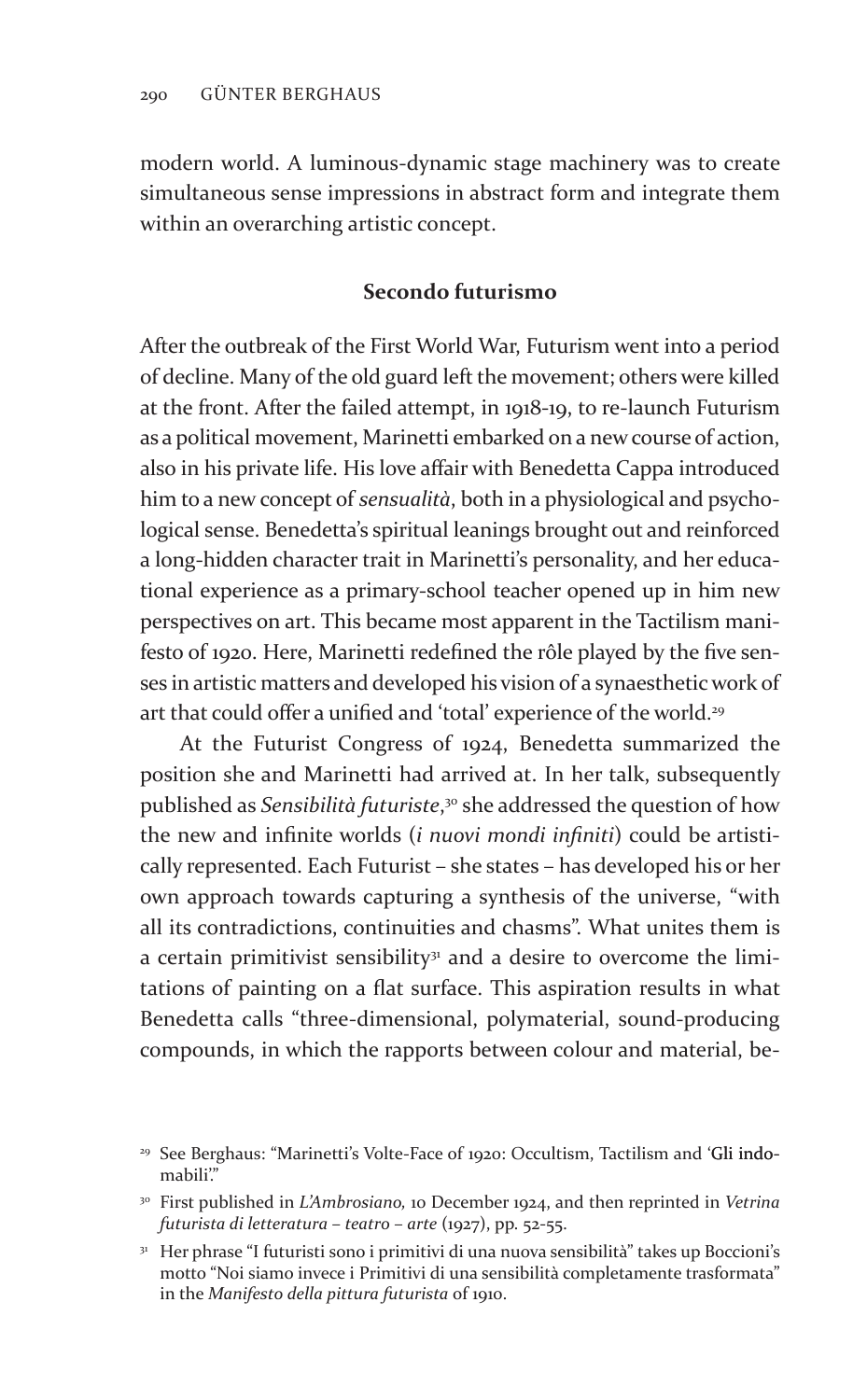modern world. A luminous-dynamic stage machinery was to create simultaneous sense impressions in abstract form and integrate them within an overarching artistic concept.

## Secondo futurismo

After the outbreak of the First World War, Futurism went into a period of decline. Many of the old guard left the movement; others were killed at the front. After the failed attempt, in 1918-19, to re-launch Futurism as a political movement, Marinetti embarked on a new course of action, also in his private life. His love affair with Benedetta Cappa introduced him to a new concept of *sensualità*, both in a physiological and psychological sense. Benedetta's spiritual leanings brought out and reinforced a long-hidden character trait in Marinetti's personality, and her educational experience as a primary-school teacher opened up in him new perspectives on art. This became most apparent in the Tactilism manifesto of 1920. Here, Marinetti redefined the rôle played by the five senses in artistic matters and developed his vision of a synaesthetic work of art that could offer a unified and 'total' experience of the world.[29]

At the Futurist Congress of 1924, Benedetta summarized the position she and Marinetti had arrived at. In her talk, subsequently published as *Sensibilità futuriste*,[30] she addressed the question of how the new and infinite worlds (*i nuovi mondi infiniti*) could be artistically represented. Each Futurist – she states – has developed his or her own approach towards capturing a synthesis of the universe, "with all its contradictions, continuities and chasms". What unites them is a certain primitivist sensibility[31] and a desire to overcome the limitations of painting on a flat surface. This aspiration results in what Benedetta calls "three-dimensional, polymaterial, sound-producing compounds, in which the rapports between colour and material, be-

---

[29] See Berghaus: "Marinetti's Volte-Face of 1920: Occultism, Tactilism and 'Gli indomabili'."

[30] First published in *L'Ambrosiano,* 10 December 1924, and then reprinted in *Vetrina futurista di letteratura – teatro – arte* (1927), pp. 52-55.

[31] Her phrase "I futuristi sono i primitivi di una nuova sensibilità" takes up Boccioni's motto "Noi siamo invece i Primitivi di una sensibilità completamente trasformata" in the *Manifesto della pittura futurista* of 1910.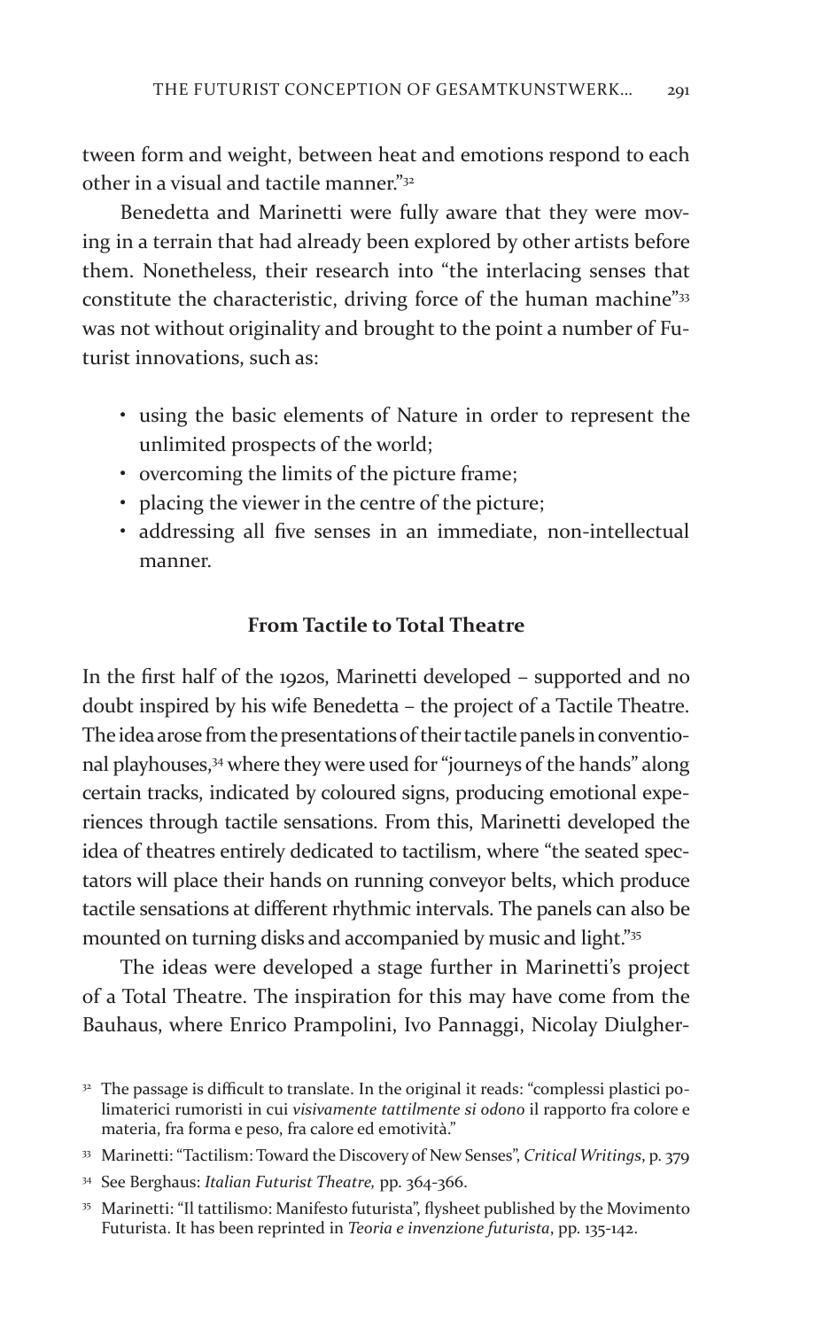tween form and weight, between heat and emotions respond to each other in a visual and tactile manner."[32]

Benedetta and Marinetti were fully aware that they were moving in a terrain that had already been explored by other artists before them. Nonetheless, their research into "the interlacing senses that constitute the characteristic, driving force of the human machine"[33] was not without originality and brought to the point a number of Futurist innovations, such as:

- using the basic elements of Nature in order to represent the unlimited prospects of the world;
- overcoming the limits of the picture frame;
- placing the viewer in the centre of the picture;
- addressing all five senses in an immediate, non-intellectual manner.

### From Tactile to Total Theatre

In the first half of the 1920s, Marinetti developed – supported and no doubt inspired by his wife Benedetta – the project of a Tactile Theatre. The idea arose from the presentations of their tactile panels in conventional playhouses,[34] where they were used for "journeys of the hands" along certain tracks, indicated by coloured signs, producing emotional experiences through tactile sensations. From this, Marinetti developed the idea of theatres entirely dedicated to tactilism, where "the seated spectators will place their hands on running conveyor belts, which produce tactile sensations at different rhythmic intervals. The panels can also be mounted on turning disks and accompanied by music and light."[35]

The ideas were developed a stage further in Marinetti's project of a Total Theatre. The inspiration for this may have come from the Bauhaus, where Enrico Prampolini, Ivo Pannaggi, Nicolay Diulgher-

[32] The passage is difficult to translate. In the original it reads: "complessi plastici polimaterici rumoristi in cui *visivamente tattilmente si odono* il rapporto fra colore e materia, fra forma e peso, fra calore ed emotività."

[33] Marinetti: "Tactilism: Toward the Discovery of New Senses", *Critical Writings*, p. 379

[34] See Berghaus: *Italian Futurist Theatre,* pp. 364-366.

[35] Marinetti: "Il tattilismo: Manifesto futurista", flysheet published by the Movimento Futurista. It has been reprinted in *Teoria e invenzione futurista*, pp. 135-142.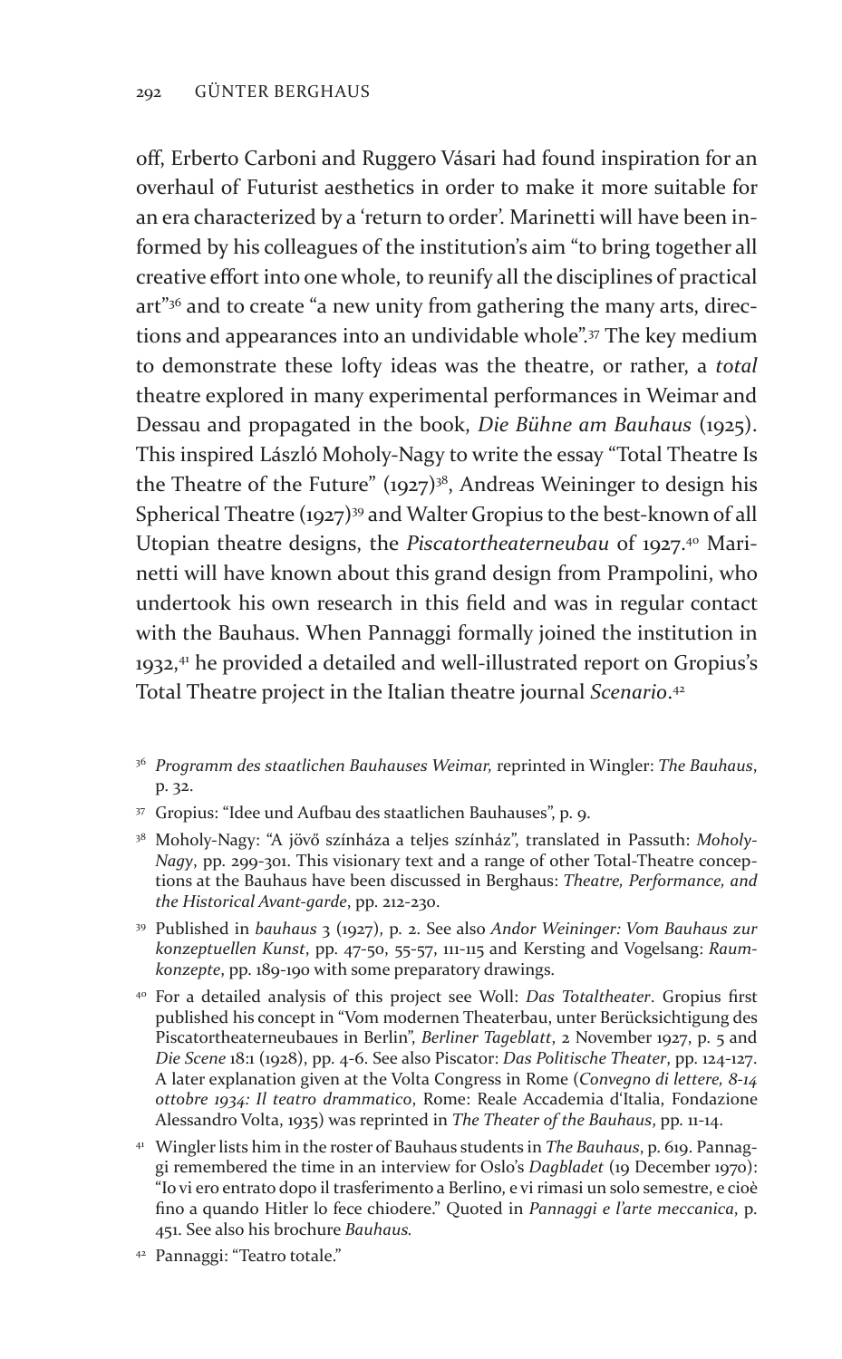off, Erberto Carboni and Ruggero Vásari had found inspiration for an overhaul of Futurist aesthetics in order to make it more suitable for an era characterized by a 'return to order'. Marinetti will have been informed by his colleagues of the institution's aim "to bring together all creative effort into one whole, to reunify all the disciplines of practical art"[36] and to create "a new unity from gathering the many arts, directions and appearances into an undividable whole".[37] The key medium to demonstrate these lofty ideas was the theatre, or rather, a *total* theatre explored in many experimental performances in Weimar and Dessau and propagated in the book, *Die Bühne am Bauhaus* (1925). This inspired László Moholy-Nagy to write the essay "Total Theatre Is the Theatre of the Future" (1927)[38], Andreas Weininger to design his Spherical Theatre (1927)[39] and Walter Gropius to the best-known of all Utopian theatre designs, the *Piscatortheaterneubau* of 1927.[40] Marinetti will have known about this grand design from Prampolini, who undertook his own research in this field and was in regular contact with the Bauhaus. When Pannaggi formally joined the institution in 1932,[41] he provided a detailed and well-illustrated report on Gropius's Total Theatre project in the Italian theatre journal *Scenario*.[42]

[36] *Programm des staatlichen Bauhauses Weimar,* reprinted in Wingler: *The Bauhaus*, p. 32.

[37] Gropius: "Idee und Aufbau des staatlichen Bauhauses", p. 9.

[38] Moholy-Nagy: "A jövő színháza a teljes színház", translated in Passuth: *Moholy-Nagy*, pp. 299-301. This visionary text and a range of other Total-Theatre conceptions at the Bauhaus have been discussed in Berghaus: *Theatre, Performance, and the Historical Avant-garde*, pp. 212-230.

[39] Published in *bauhaus* 3 (1927), p. 2. See also *Andor Weininger: Vom Bauhaus zur konzeptuellen Kunst*, pp. 47-50, 55-57, 111-115 and Kersting and Vogelsang: *Raumkonzepte*, pp. 189-190 with some preparatory drawings.

[40] For a detailed analysis of this project see Woll: *Das Totaltheater*. Gropius first published his concept in "Vom modernen Theaterbau, unter Berücksichtigung des Piscatortheaterneubaues in Berlin", *Berliner Tageblatt*, 2 November 1927, p. 5 and *Die Scene* 18:1 (1928), pp. 4-6. See also Piscator: *Das Politische Theater*, pp. 124-127. A later explanation given at the Volta Congress in Rome (*Convegno di lettere, 8-14 ottobre 1934: Il teatro drammatico*, Rome: Reale Accademia d'Italia, Fondazione Alessandro Volta, 1935) was reprinted in *The Theater of the Bauhaus*, pp. 11-14.

[41] Wingler lists him in the roster of Bauhaus students in *The Bauhaus*, p. 619. Pannaggi remembered the time in an interview for Oslo's *Dagbladet* (19 December 1970): "Io vi ero entrato dopo il trasferimento a Berlino, e vi rimasi un solo semestre, e cioè fino a quando Hitler lo fece chiodere." Quoted in *Pannaggi e l'arte meccanica*, p. 451. See also his brochure *Bauhaus*.

[42] Pannaggi: "Teatro totale."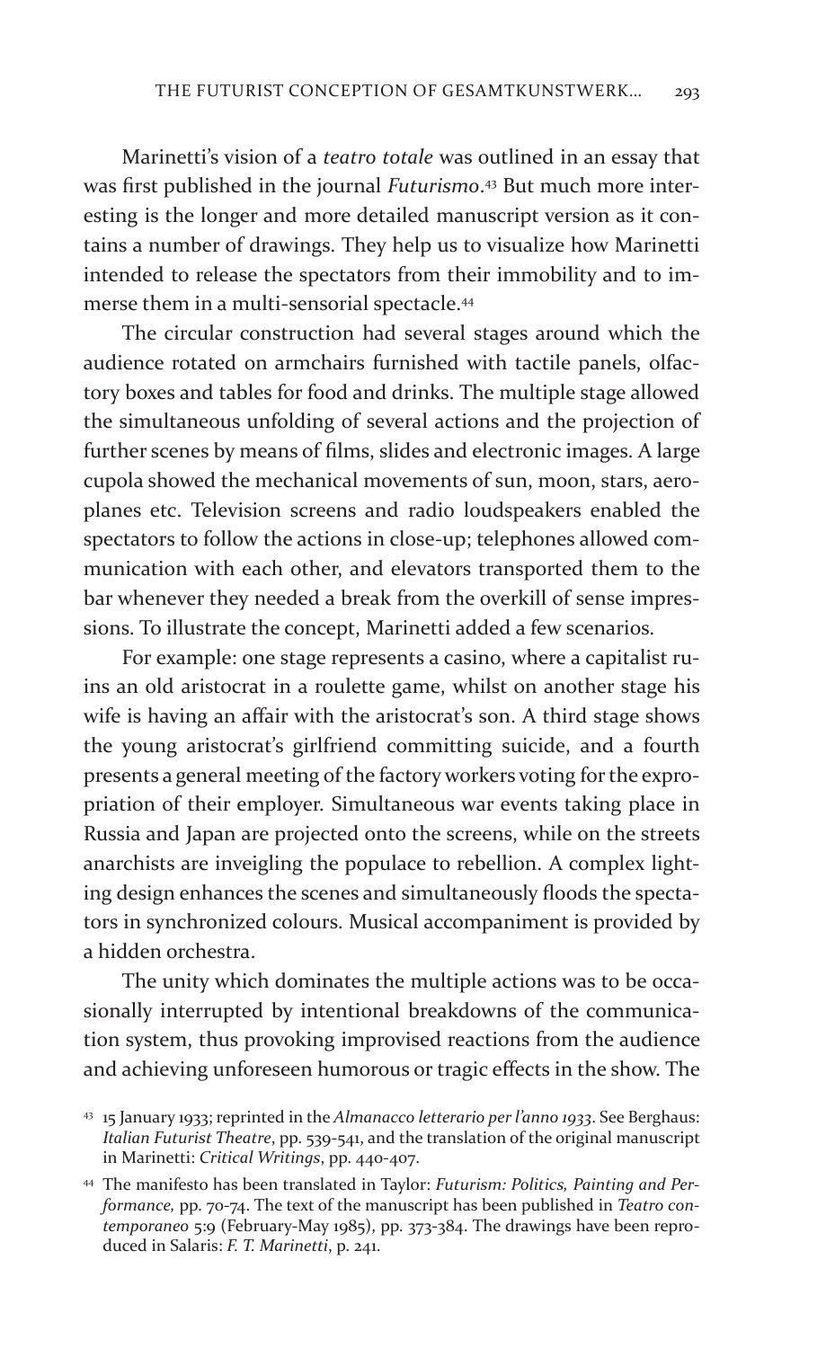Marinetti's vision of a *teatro totale* was outlined in an essay that was first published in the journal *Futurismo*.[43] But much more interesting is the longer and more detailed manuscript version as it contains a number of drawings. They help us to visualize how Marinetti intended to release the spectators from their immobility and to immerse them in a multi-sensorial spectacle.[44]

The circular construction had several stages around which the audience rotated on armchairs furnished with tactile panels, olfactory boxes and tables for food and drinks. The multiple stage allowed the simultaneous unfolding of several actions and the projection of further scenes by means of films, slides and electronic images. A large cupola showed the mechanical movements of sun, moon, stars, aeroplanes etc. Television screens and radio loudspeakers enabled the spectators to follow the actions in close-up; telephones allowed communication with each other, and elevators transported them to the bar whenever they needed a break from the overkill of sense impressions. To illustrate the concept, Marinetti added a few scenarios.

For example: one stage represents a casino, where a capitalist ruins an old aristocrat in a roulette game, whilst on another stage his wife is having an affair with the aristocrat's son. A third stage shows the young aristocrat's girlfriend committing suicide, and a fourth presents a general meeting of the factory workers voting for the expropriation of their employer. Simultaneous war events taking place in Russia and Japan are projected onto the screens, while on the streets anarchists are inveigling the populace to rebellion. A complex lighting design enhances the scenes and simultaneously floods the spectators in synchronized colours. Musical accompaniment is provided by a hidden orchestra.

The unity which dominates the multiple actions was to be occasionally interrupted by intentional breakdowns of the communication system, thus provoking improvised reactions from the audience and achieving unforeseen humorous or tragic effects in the show. The

[43] 15 January 1933; reprinted in the *Almanacco letterario per l'anno 1933*. See Berghaus: *Italian Futurist Theatre*, pp. 539-541, and the translation of the original manuscript in Marinetti: *Critical Writings*, pp. 440-407.

[44] The manifesto has been translated in Taylor: *Futurism: Politics, Painting and Performance,* pp. 70-74. The text of the manuscript has been published in *Teatro contemporaneo* 5:9 (February-May 1985), pp. 373-384. The drawings have been reproduced in Salaris: *F. T. Marinetti*, p. 241.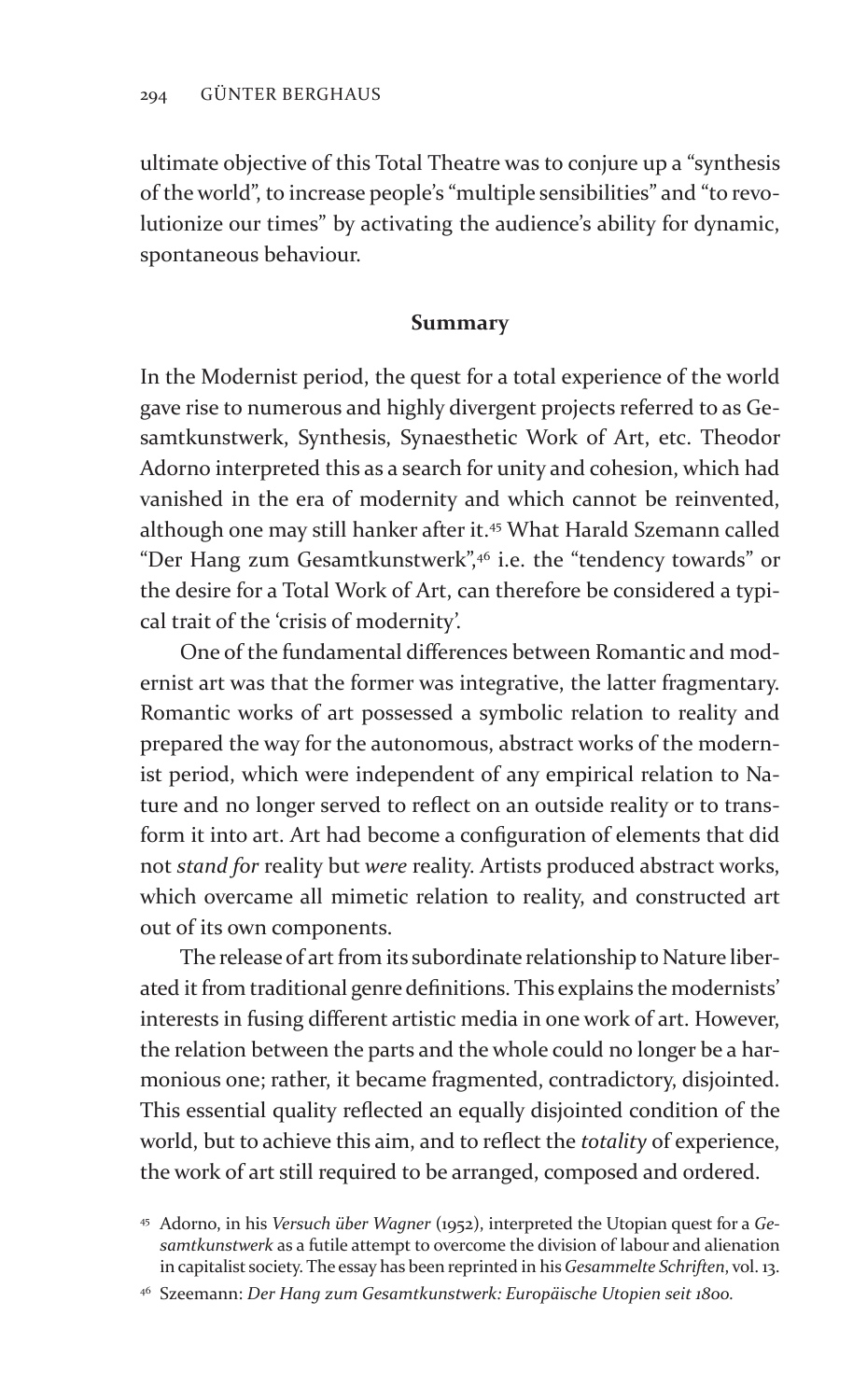ultimate objective of this Total Theatre was to conjure up a "synthesis of the world", to increase people's "multiple sensibilities" and "to revolutionize our times" by activating the audience's ability for dynamic, spontaneous behaviour.

## Summary

In the Modernist period, the quest for a total experience of the world gave rise to numerous and highly divergent projects referred to as Gesamtkunstwerk, Synthesis, Synaesthetic Work of Art, etc. Theodor Adorno interpreted this as a search for unity and cohesion, which had vanished in the era of modernity and which cannot be reinvented, although one may still hanker after it.[45] What Harald Szemann called "Der Hang zum Gesamtkunstwerk",[46] i.e. the "tendency towards" or the desire for a Total Work of Art, can therefore be considered a typical trait of the 'crisis of modernity'.

One of the fundamental differences between Romantic and modernist art was that the former was integrative, the latter fragmentary. Romantic works of art possessed a symbolic relation to reality and prepared the way for the autonomous, abstract works of the modernist period, which were independent of any empirical relation to Nature and no longer served to reflect on an outside reality or to transform it into art. Art had become a configuration of elements that did not *stand for* reality but *were* reality. Artists produced abstract works, which overcame all mimetic relation to reality, and constructed art out of its own components.

The release of art from its subordinate relationship to Nature liberated it from traditional genre definitions. This explains the modernists' interests in fusing different artistic media in one work of art. However, the relation between the parts and the whole could no longer be a harmonious one; rather, it became fragmented, contradictory, disjointed. This essential quality reflected an equally disjointed condition of the world, but to achieve this aim, and to reflect the *totality* of experience, the work of art still required to be arranged, composed and ordered.

[45] Adorno, in his *Versuch über Wagner* (1952), interpreted the Utopian quest for a *Gesamtkunstwerk* as a futile attempt to overcome the division of labour and alienation in capitalist society. The essay has been reprinted in his *Gesammelte Schriften*, vol. 13.

[46] Szeemann: *Der Hang zum Gesamtkunstwerk: Europäische Utopien seit 1800*.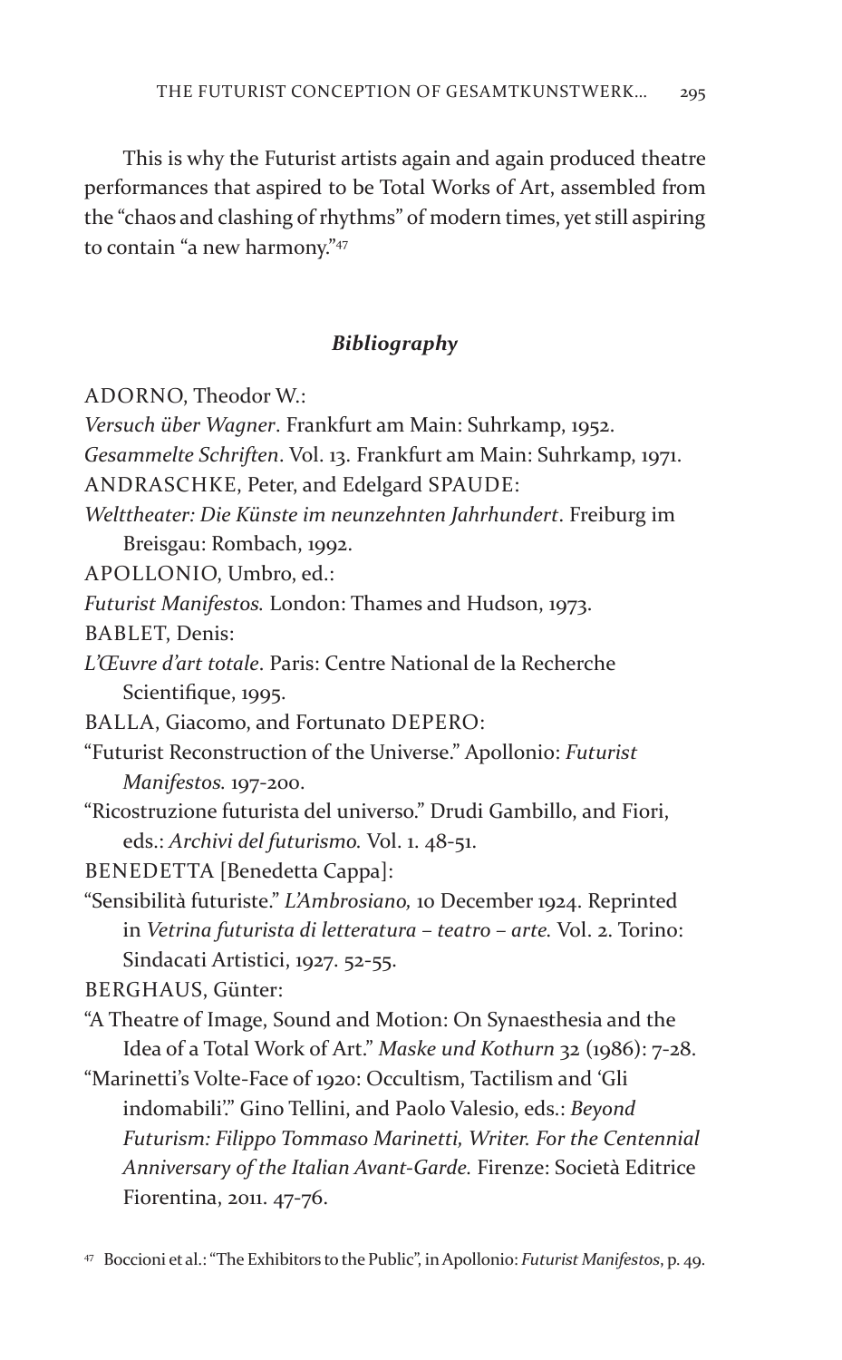This is why the Futurist artists again and again produced theatre performances that aspired to be Total Works of Art, assembled from the "chaos and clashing of rhythms" of modern times, yet still aspiring to contain "a new harmony."[47]

### *Bibliography*

ADORNO, Theodor W.:

*Versuch über Wagner*. Frankfurt am Main: Suhrkamp, 1952.

*Gesammelte Schriften*. Vol. 13. Frankfurt am Main: Suhrkamp, 1971.

ANDRASCHKE, Peter, and Edelgard SPAUDE:

*Welttheater: Die Künste im neunzehnten Jahrhundert*. Freiburg im Breisgau: Rombach, 1992.

APOLLONIO, Umbro, ed.:

*Futurist Manifestos.* London: Thames and Hudson, 1973.

BABLET, Denis:

*L'Œuvre d'art totale*. Paris: Centre National de la Recherche Scientifique, 1995.

BALLA, Giacomo, and Fortunato DEPERO:

"Futurist Reconstruction of the Universe." Apollonio: *Futurist Manifestos.* 197-200.

"Ricostruzione futurista del universo." Drudi Gambillo, and Fiori, eds.: *Archivi del futurismo.* Vol. 1. 48-51.

BENEDETTA [Benedetta Cappa]:

"Sensibilità futuriste." *L'Ambrosiano,* 10 December 1924. Reprinted in *Vetrina futurista di letteratura – teatro – arte.* Vol. 2. Torino: Sindacati Artistici, 1927. 52-55.

BERGHAUS, Günter:

"A Theatre of Image, Sound and Motion: On Synaesthesia and the Idea of a Total Work of Art." *Maske und Kothurn* 32 (1986): 7-28.

"Marinetti's Volte-Face of 1920: Occultism, Tactilism and 'Gli indomabili'." Gino Tellini, and Paolo Valesio, eds.: *Beyond Futurism: Filippo Tommaso Marinetti, Writer. For the Centennial Anniversary of the Italian Avant-Garde.* Firenze: Società Editrice Fiorentina, 2011. 47-76.

[47] Boccioni et al.: "The Exhibitors to the Public", in Apollonio: *Futurist Manifestos*, p. 49.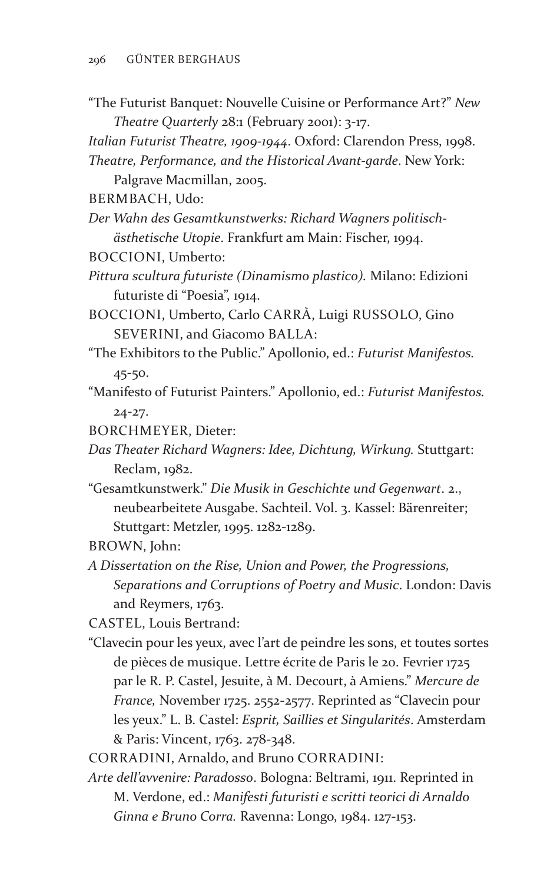"The Futurist Banquet: Nouvelle Cuisine or Performance Art?" *New Theatre Quarterly* 28:1 (February 2001): 3-17.

*Italian Futurist Theatre, 1909-1944*. Oxford: Clarendon Press, 1998.

*Theatre, Performance, and the Historical Avant-garde*. New York: Palgrave Macmillan, 2005.

BERMBACH, Udo:

*Der Wahn des Gesamtkunstwerks: Richard Wagners politisch-ästhetische Utopie*. Frankfurt am Main: Fischer, 1994.

BOCCIONI, Umberto:

*Pittura scultura futuriste (Dinamismo plastico).* Milano: Edizioni futuriste di "Poesia", 1914.

BOCCIONI, Umberto, Carlo CARRÀ, Luigi RUSSOLO, Gino SEVERINI, and Giacomo BALLA:

"The Exhibitors to the Public." Apollonio, ed.: *Futurist Manifestos.* 45-50.

"Manifesto of Futurist Painters." Apollonio, ed.: *Futurist Manifestos.* 24-27.

BORCHMEYER, Dieter:

*Das Theater Richard Wagners: Idee, Dichtung, Wirkung.* Stuttgart: Reclam, 1982.

"Gesamtkunstwerk." *Die Musik in Geschichte und Gegenwart*. 2., neubearbeitete Ausgabe. Sachteil. Vol. 3. Kassel: Bärenreiter; Stuttgart: Metzler, 1995. 1282-1289.

BROWN, John:

*A Dissertation on the Rise, Union and Power, the Progressions, Separations and Corruptions of Poetry and Music*. London: Davis and Reymers, 1763.

CASTEL, Louis Bertrand:

"Clavecin pour les yeux, avec l'art de peindre les sons, et toutes sortes de pièces de musique. Lettre écrite de Paris le 20. Fevrier 1725 par le R. P. Castel, Jesuite, à M. Decourt, à Amiens." *Mercure de France,* November 1725. 2552-2577. Reprinted as "Clavecin pour les yeux." L. B. Castel: *Esprit, Saillies et Singularités*. Amsterdam & Paris: Vincent, 1763. 278-348.

CORRADINI, Arnaldo, and Bruno CORRADINI:

*Arte dell'avvenire: Paradosso*. Bologna: Beltrami, 1911. Reprinted in M. Verdone, ed.: *Manifesti futuristi e scritti teorici di Arnaldo Ginna e Bruno Corra.* Ravenna: Longo, 1984. 127-153.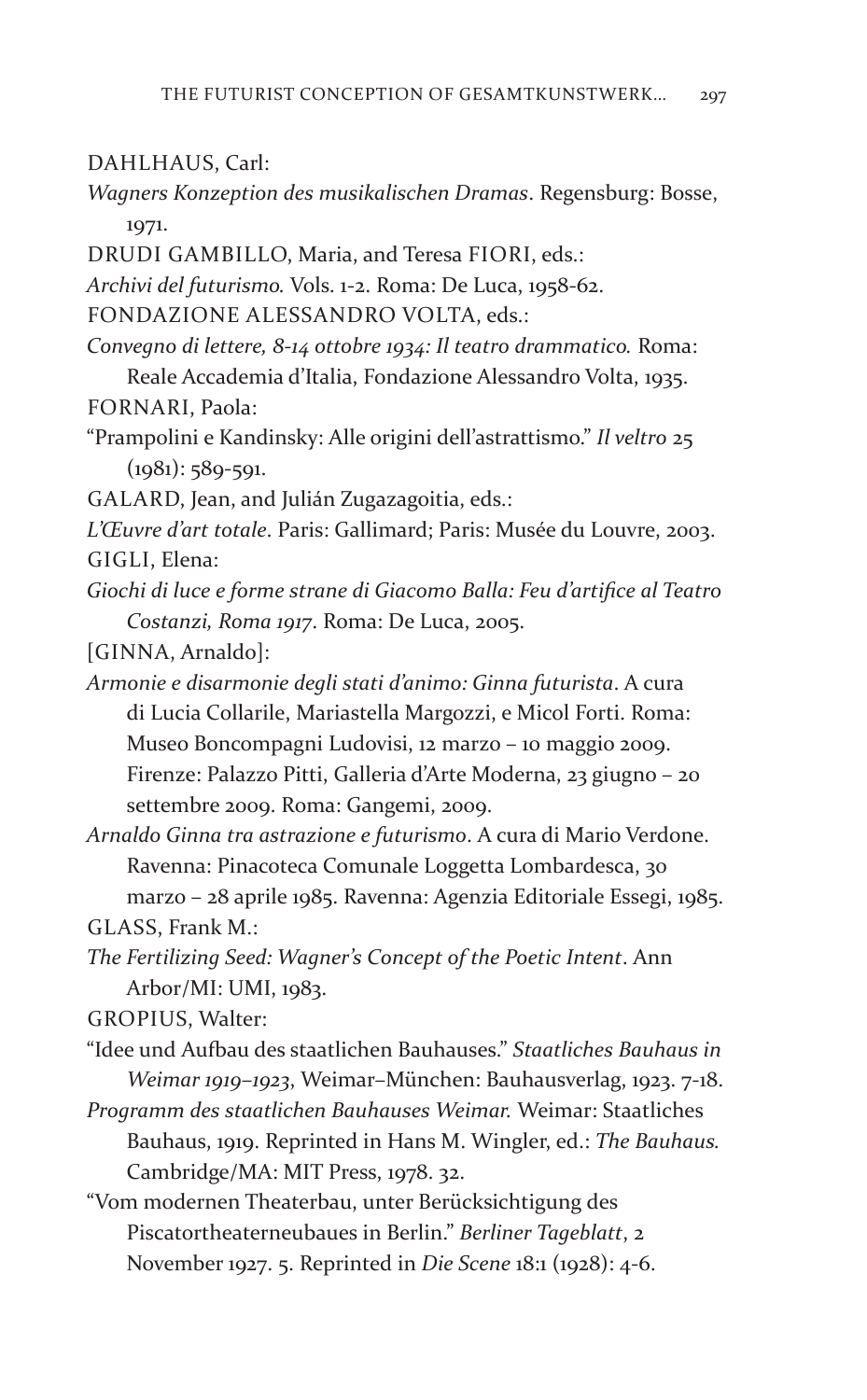DAHLHAUS, Carl:

*Wagners Konzeption des musikalischen Dramas*. Regensburg: Bosse, 1971.

DRUDI GAMBILLO, Maria, and Teresa FIORI, eds.:

*Archivi del futurismo.* Vols. 1-2. Roma: De Luca, 1958-62.

FONDAZIONE ALESSANDRO VOLTA, eds.:

*Convegno di lettere, 8-14 ottobre 1934: Il teatro drammatico.* Roma: Reale Accademia d'Italia, Fondazione Alessandro Volta, 1935.

FORNARI, Paola:

"Prampolini e Kandinsky: Alle origini dell'astrattismo." *Il veltro* 25 (1981): 589-591.

GALARD, Jean, and Julián Zugazagoitia, eds.:

*L'Œuvre d'art totale*. Paris: Gallimard; Paris: Musée du Louvre, 2003.

GIGLI, Elena:

*Giochi di luce e forme strane di Giacomo Balla: Feu d'artifice al Teatro Costanzi, Roma 1917*. Roma: De Luca, 2005.

[GINNA, Arnaldo]:

*Armonie e disarmonie degli stati d'animo: Ginna futurista*. A cura di Lucia Collarile, Mariastella Margozzi, e Micol Forti. Roma: Museo Boncompagni Ludovisi, 12 marzo – 10 maggio 2009. Firenze: Palazzo Pitti, Galleria d'Arte Moderna, 23 giugno – 20 settembre 2009. Roma: Gangemi, 2009.

*Arnaldo Ginna tra astrazione e futurismo*. A cura di Mario Verdone. Ravenna: Pinacoteca Comunale Loggetta Lombardesca, 30 marzo – 28 aprile 1985. Ravenna: Agenzia Editoriale Essegi, 1985.

GLASS, Frank M.:

*The Fertilizing Seed: Wagner's Concept of the Poetic Intent*. Ann Arbor/MI: UMI, 1983.

GROPIUS, Walter:

"Idee und Aufbau des staatlichen Bauhauses." *Staatliches Bauhaus in Weimar 1919–1923*, Weimar–München: Bauhausverlag, 1923. 7-18.

*Programm des staatlichen Bauhauses Weimar.* Weimar: Staatliches Bauhaus, 1919. Reprinted in Hans M. Wingler, ed.: *The Bauhaus.* Cambridge/MA: MIT Press, 1978. 32.

"Vom modernen Theaterbau, unter Berücksichtigung des Piscatortheaterneubaues in Berlin." *Berliner Tageblatt*, 2 November 1927. 5. Reprinted in *Die Scene* 18:1 (1928): 4-6.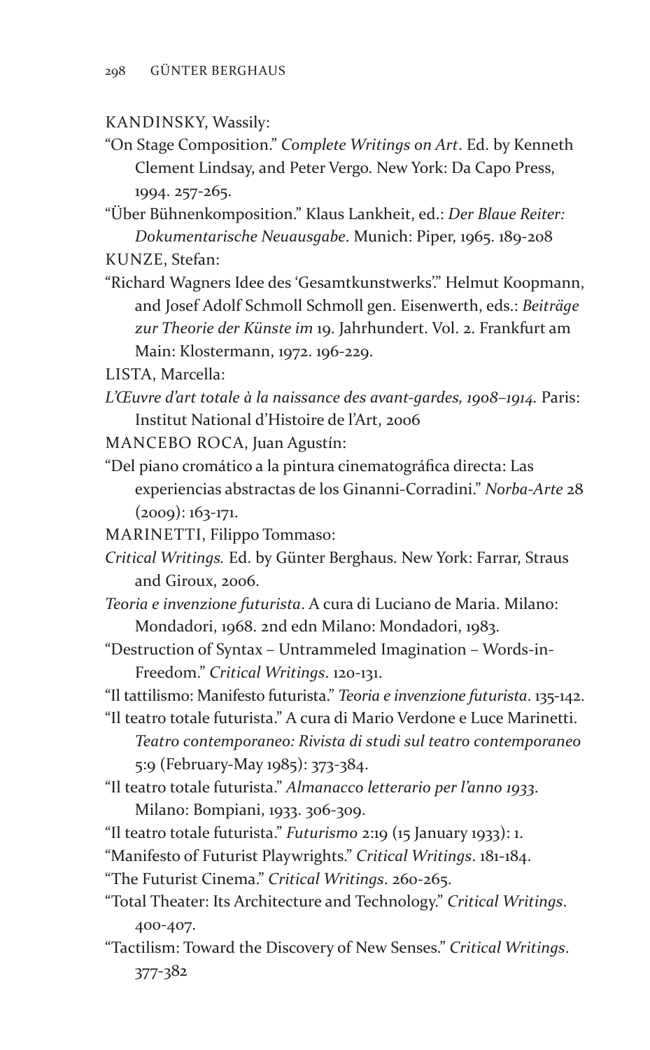KANDINSKY, Wassily:

"On Stage Composition." *Complete Writings on Art*. Ed. by Kenneth Clement Lindsay, and Peter Vergo. New York: Da Capo Press, 1994. 257-265.

"Über Bühnenkomposition." Klaus Lankheit, ed.: *Der Blaue Reiter: Dokumentarische Neuausgabe*. Munich: Piper, 1965. 189-208

KUNZE, Stefan:

"Richard Wagners Idee des 'Gesamtkunstwerks'." Helmut Koopmann, and Josef Adolf Schmoll Schmoll gen. Eisenwerth, eds.: *Beiträge zur Theorie der Künste im 19. Jahrhundert*. Vol. 2. Frankfurt am Main: Klostermann, 1972. 196-229.

LISTA, Marcella:

*L'Œuvre d'art totale à la naissance des avant-gardes, 1908–1914.* Paris: Institut National d'Histoire de l'Art, 2006

MANCEBO ROCA, Juan Agustín:

"Del piano cromático a la pintura cinematográfica directa: Las experiencias abstractas de los Ginanni-Corradini." *Norba-Arte* 28 (2009): 163-171.

MARINETTI, Filippo Tommaso:

*Critical Writings.* Ed. by Günter Berghaus. New York: Farrar, Straus and Giroux, 2006.

*Teoria e invenzione futurista*. A cura di Luciano de Maria. Milano: Mondadori, 1968. 2nd edn Milano: Mondadori, 1983.

"Destruction of Syntax – Untrammeled Imagination – Words-in-Freedom." *Critical Writings*. 120-131.

"Il tattilismo: Manifesto futurista." *Teoria e invenzione futurista*. 135-142.

"Il teatro totale futurista." A cura di Mario Verdone e Luce Marinetti. *Teatro contemporaneo: Rivista di studi sul teatro contemporaneo* 5:9 (February-May 1985): 373-384.

"Il teatro totale futurista." *Almanacco letterario per l'anno 1933*. Milano: Bompiani, 1933. 306-309.

"Il teatro totale futurista." *Futurismo* 2:19 (15 January 1933): 1.

"Manifesto of Futurist Playwrights." *Critical Writings*. 181-184.

"The Futurist Cinema." *Critical Writings*. 260-265.

"Total Theater: Its Architecture and Technology." *Critical Writings*. 400-407.

"Tactilism: Toward the Discovery of New Senses." *Critical Writings*. 377-382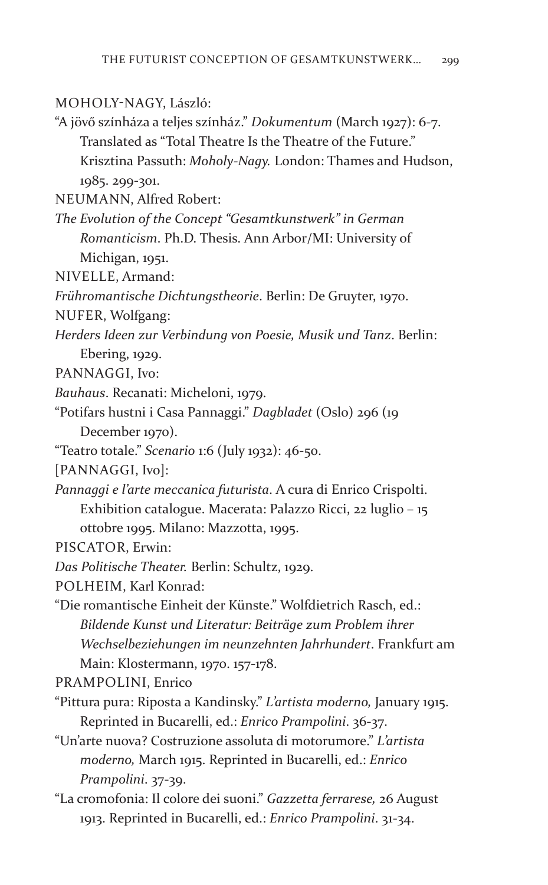MOHOLY-NAGY, László:

"A jövő színháza a teljes színház." *Dokumentum* (March 1927): 6-7. Translated as "Total Theatre Is the Theatre of the Future." Krisztina Passuth: *Moholy-Nagy.* London: Thames and Hudson, 1985. 299-301.

NEUMANN, Alfred Robert:

*The Evolution of the Concept "Gesamtkunstwerk" in German Romanticism*. Ph.D. Thesis. Ann Arbor/MI: University of Michigan, 1951.

NIVELLE, Armand:

*Frühromantische Dichtungstheorie*. Berlin: De Gruyter, 1970.

NUFER, Wolfgang:

*Herders Ideen zur Verbindung von Poesie, Musik und Tanz*. Berlin: Ebering, 1929.

PANNAGGI, Ivo:

*Bauhaus*. Recanati: Micheloni, 1979.

"Potifars hustni i Casa Pannaggi." *Dagbladet* (Oslo) 296 (19 December 1970).

"Teatro totale." *Scenario* 1:6 (July 1932): 46-50.

[PANNAGGI, Ivo]:

*Pannaggi e l'arte meccanica futurista*. A cura di Enrico Crispolti. Exhibition catalogue. Macerata: Palazzo Ricci, 22 luglio – 15 ottobre 1995. Milano: Mazzotta, 1995.

PISCATOR, Erwin:

*Das Politische Theater.* Berlin: Schultz, 1929.

POLHEIM, Karl Konrad:

"Die romantische Einheit der Künste." Wolfdietrich Rasch, ed.: *Bildende Kunst und Literatur: Beiträge zum Problem ihrer Wechselbeziehungen im neunzehnten Jahrhundert*. Frankfurt am Main: Klostermann, 1970. 157-178.

PRAMPOLINI, Enrico

"Pittura pura: Riposta a Kandinsky." *L'artista moderno,* January 1915. Reprinted in Bucarelli, ed.: *Enrico Prampolini*. 36-37.

"Un'arte nuova? Costruzione assoluta di motorumore." *L'artista moderno,* March 1915. Reprinted in Bucarelli, ed.: *Enrico Prampolini*. 37-39.

"La cromofonia: Il colore dei suoni." *Gazzetta ferrarese,* 26 August 1913. Reprinted in Bucarelli, ed.: *Enrico Prampolini*. 31-34.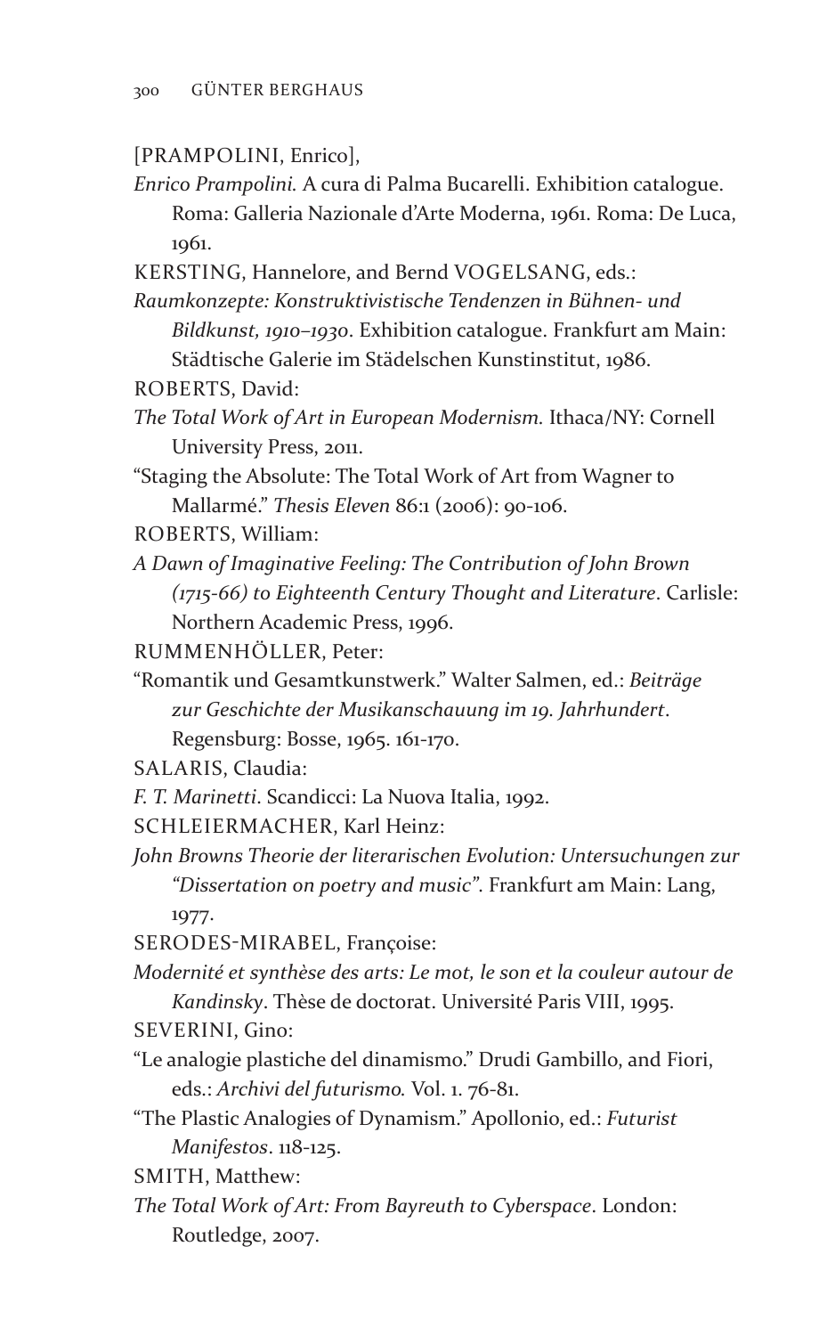[PRAMPOLINI, Enrico],

*Enrico Prampolini.* A cura di Palma Bucarelli. Exhibition catalogue. Roma: Galleria Nazionale d'Arte Moderna, 1961. Roma: De Luca, 1961.

KERSTING, Hannelore, and Bernd VOGELSANG, eds.:

*Raumkonzepte: Konstruktivistische Tendenzen in Bühnen- und Bildkunst, 1910–1930.* Exhibition catalogue. Frankfurt am Main: Städtische Galerie im Städelschen Kunstinstitut, 1986.

ROBERTS, David:

*The Total Work of Art in European Modernism.* Ithaca/NY: Cornell University Press, 2011.

"Staging the Absolute: The Total Work of Art from Wagner to Mallarmé." *Thesis Eleven* 86:1 (2006): 90-106.

ROBERTS, William:

*A Dawn of Imaginative Feeling: The Contribution of John Brown (1715-66) to Eighteenth Century Thought and Literature.* Carlisle: Northern Academic Press, 1996.

RUMMENHÖLLER, Peter:

"Romantik und Gesamtkunstwerk." Walter Salmen, ed.: *Beiträge zur Geschichte der Musikanschauung im 19. Jahrhundert.* Regensburg: Bosse, 1965. 161-170.

SALARIS, Claudia:

*F. T. Marinetti.* Scandicci: La Nuova Italia, 1992.

SCHLEIERMACHER, Karl Heinz:

*John Browns Theorie der literarischen Evolution: Untersuchungen zur "Dissertation on poetry and music".* Frankfurt am Main: Lang, 1977.

SERODES-MIRABEL, Françoise:

*Modernité et synthèse des arts: Le mot, le son et la couleur autour de Kandinsky.* Thèse de doctorat. Université Paris VIII, 1995.

SEVERINI, Gino:

"Le analogie plastiche del dinamismo." Drudi Gambillo, and Fiori, eds.: *Archivi del futurismo.* Vol. 1. 76-81.

"The Plastic Analogies of Dynamism." Apollonio, ed.: *Futurist Manifestos.* 118-125.

SMITH, Matthew:

*The Total Work of Art: From Bayreuth to Cyberspace.* London: Routledge, 2007.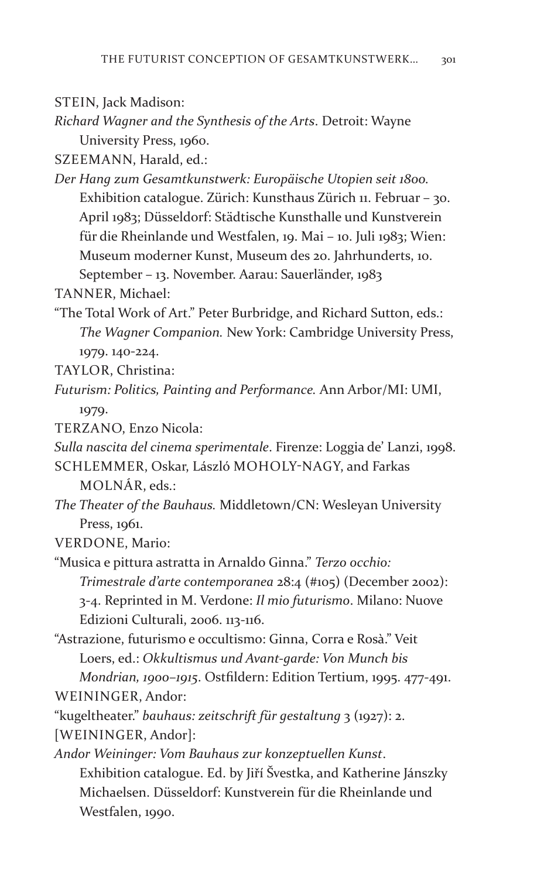STEIN, Jack Madison:

*Richard Wagner and the Synthesis of the Arts*. Detroit: Wayne University Press, 1960.

SZEEMANN, Harald, ed.:

*Der Hang zum Gesamtkunstwerk: Europäische Utopien seit 1800.* Exhibition catalogue. Zürich: Kunsthaus Zürich 11. Februar – 30. April 1983; Düsseldorf: Städtische Kunsthalle und Kunstverein für die Rheinlande und Westfalen, 19. Mai – 10. Juli 1983; Wien: Museum moderner Kunst, Museum des 20. Jahrhunderts, 10. September – 13. November. Aarau: Sauerländer, 1983

TANNER, Michael:

"The Total Work of Art." Peter Burbridge, and Richard Sutton, eds.: *The Wagner Companion.* New York: Cambridge University Press, 1979. 140-224.

TAYLOR, Christina:

*Futurism: Politics, Painting and Performance.* Ann Arbor/MI: UMI, 1979.

TERZANO, Enzo Nicola:

*Sulla nascita del cinema sperimentale*. Firenze: Loggia de' Lanzi, 1998.

SCHLEMMER, Oskar, László MOHOLY-NAGY, and Farkas MOLNÁR, eds.:

*The Theater of the Bauhaus.* Middletown/CN: Wesleyan University Press, 1961.

VERDONE, Mario:

"Musica e pittura astratta in Arnaldo Ginna." *Terzo occhio: Trimestrale d'arte contemporanea* 28:4 (#105) (December 2002): 3-4. Reprinted in M. Verdone: *Il mio futurismo*. Milano: Nuove Edizioni Culturali, 2006. 113-116.

"Astrazione, futurismo e occultismo: Ginna, Corra e Rosà." Veit Loers, ed.: *Okkultismus und Avant-garde: Von Munch bis Mondrian, 1900–1915*. Ostfildern: Edition Tertium, 1995. 477-491.

WEININGER, Andor:

"kugeltheater." *bauhaus: zeitschrift für gestaltung* 3 (1927): 2.

[WEININGER, Andor]:

*Andor Weininger: Vom Bauhaus zur konzeptuellen Kunst*. Exhibition catalogue. Ed. by Jiří Švestka, and Katherine Jánszky Michaelsen. Düsseldorf: Kunstverein für die Rheinlande und Westfalen, 1990.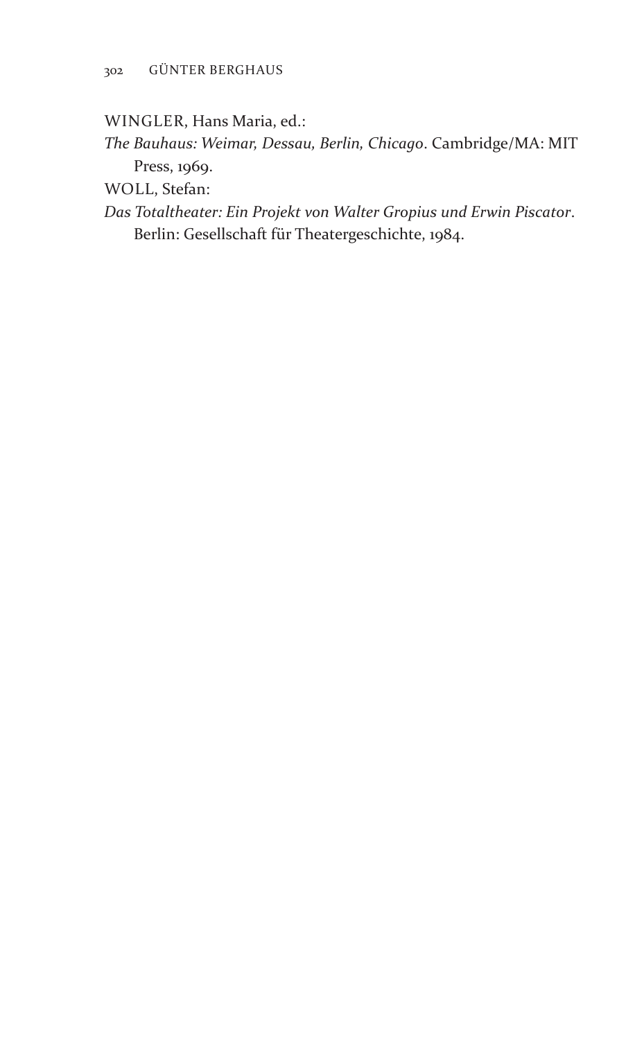WINGLER, Hans Maria, ed.:

*The Bauhaus: Weimar, Dessau, Berlin, Chicago*. Cambridge/MA: MIT Press, 1969.

WOLL, Stefan:

*Das Totaltheater: Ein Projekt von Walter Gropius und Erwin Piscator*. Berlin: Gesellschaft für Theatergeschichte, 1984.